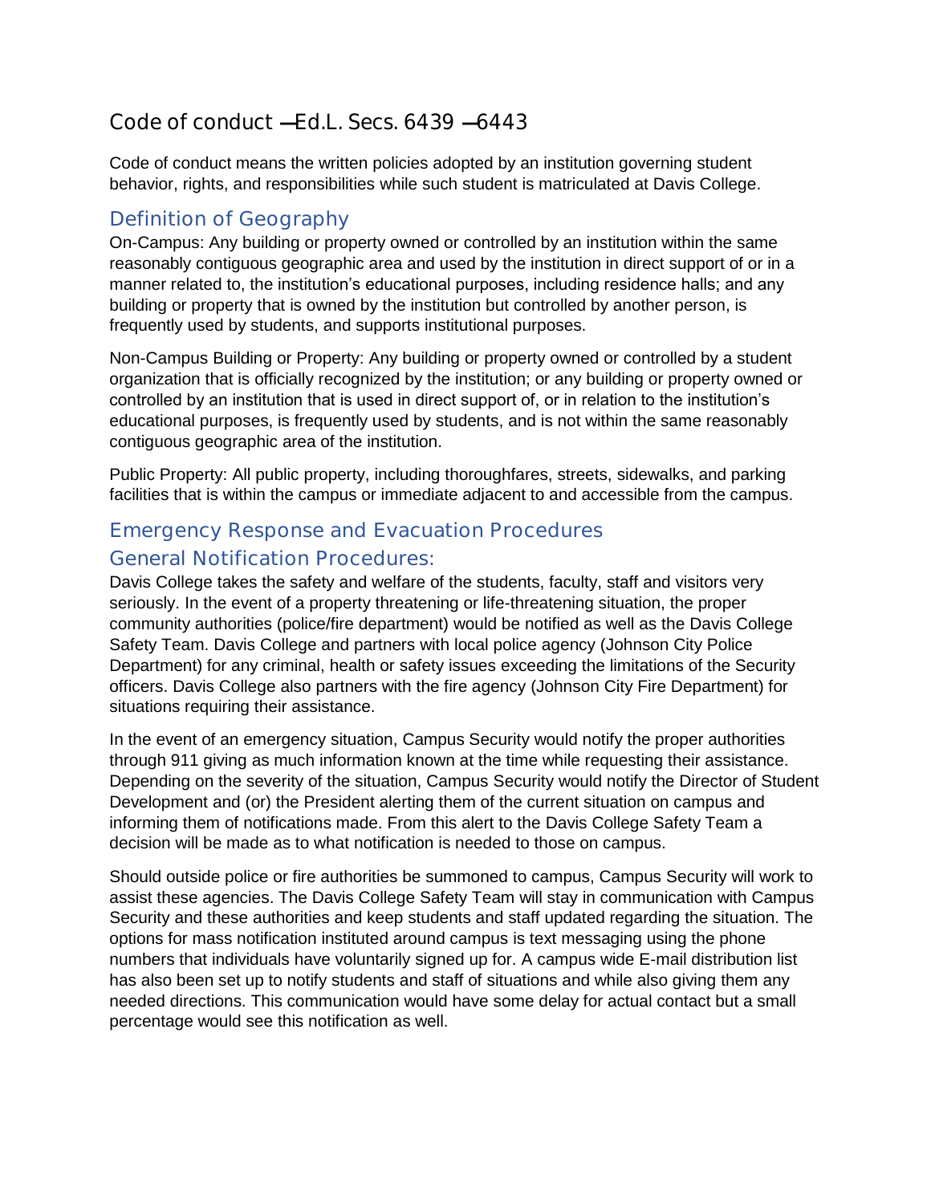# Code of conduct —Ed.L. Secs. 6439 —6443

Code of conduct means the written policies adopted by an institution governing student behavior, rights, and responsibilities while such student is matriculated at Davis College.

## Definition of Geography

On-Campus: Any building or property owned or controlled by an institution within the same reasonably contiguous geographic area and used by the institution in direct support of or in a manner related to, the institution's educational purposes, including residence halls; and any building or property that is owned by the institution but controlled by another person, is frequently used by students, and supports institutional purposes.

Non-Campus Building or Property: Any building or property owned or controlled by a student organization that is officially recognized by the institution; or any building or property owned or controlled by an institution that is used in direct support of, or in relation to the institution's educational purposes, is frequently used by students, and is not within the same reasonably contiguous geographic area of the institution.

Public Property: All public property, including thoroughfares, streets, sidewalks, and parking facilities that is within the campus or immediate adjacent to and accessible from the campus.

## Emergency Response and Evacuation Procedures

### General Notification Procedures:

Davis College takes the safety and welfare of the students, faculty, staff and visitors very seriously. In the event of a property threatening or life-threatening situation, the proper community authorities (police/fire department) would be notified as well as the Davis College Safety Team. Davis College and partners with local police agency (Johnson City Police Department) for any criminal, health or safety issues exceeding the limitations of the Security officers. Davis College also partners with the fire agency (Johnson City Fire Department) for situations requiring their assistance.

In the event of an emergency situation, Campus Security would notify the proper authorities through 911 giving as much information known at the time while requesting their assistance. Depending on the severity of the situation, Campus Security would notify the Director of Student Development and (or) the President alerting them of the current situation on campus and informing them of notifications made. From this alert to the Davis College Safety Team a decision will be made as to what notification is needed to those on campus.

Should outside police or fire authorities be summoned to campus, Campus Security will work to assist these agencies. The Davis College Safety Team will stay in communication with Campus Security and these authorities and keep students and staff updated regarding the situation. The options for mass notification instituted around campus is text messaging using the phone numbers that individuals have voluntarily signed up for. A campus wide E-mail distribution list has also been set up to notify students and staff of situations and while also giving them any needed directions. This communication would have some delay for actual contact but a small percentage would see this notification as well.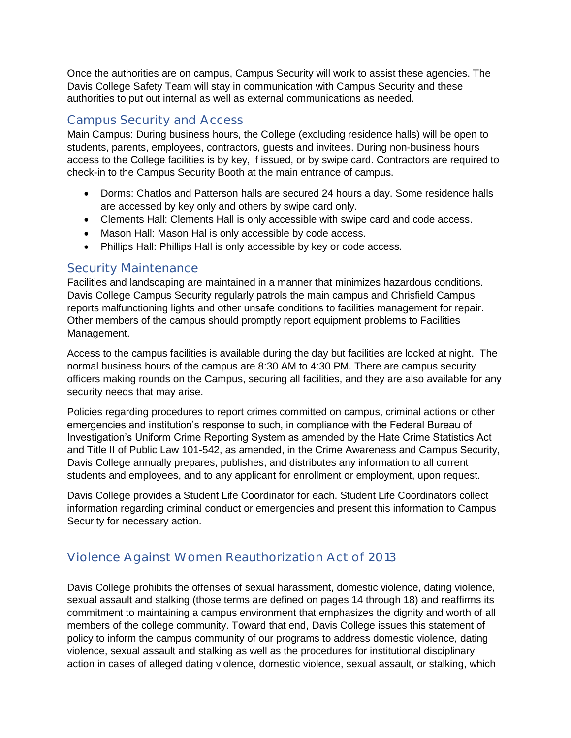Once the authorities are on campus, Campus Security will work to assist these agencies. The Davis College Safety Team will stay in communication with Campus Security and these authorities to put out internal as well as external communications as needed.

## Campus Security and Access

Main Campus: During business hours, the College (excluding residence halls) will be open to students, parents, employees, contractors, guests and invitees. During non-business hours access to the College facilities is by key, if issued, or by swipe card. Contractors are required to check-in to the Campus Security Booth at the main entrance of campus.

- Dorms: Chatlos and Patterson halls are secured 24 hours a day. Some residence halls are accessed by key only and others by swipe card only.
- Clements Hall: Clements Hall is only accessible with swipe card and code access.
- Mason Hall: Mason Hal is only accessible by code access.
- Phillips Hall: Phillips Hall is only accessible by key or code access.

## Security Maintenance

Facilities and landscaping are maintained in a manner that minimizes hazardous conditions. Davis College Campus Security regularly patrols the main campus and Chrisfield Campus reports malfunctioning lights and other unsafe conditions to facilities management for repair. Other members of the campus should promptly report equipment problems to Facilities Management.

Access to the campus facilities is available during the day but facilities are locked at night. The normal business hours of the campus are 8:30 AM to 4:30 PM. There are campus security officers making rounds on the Campus, securing all facilities, and they are also available for any security needs that may arise.

Policies regarding procedures to report crimes committed on campus, criminal actions or other emergencies and institution's response to such, in compliance with the Federal Bureau of Investigation's Uniform Crime Reporting System as amended by the Hate Crime Statistics Act and Title II of Public Law 101-542, as amended, in the Crime Awareness and Campus Security, Davis College annually prepares, publishes, and distributes any information to all current students and employees, and to any applicant for enrollment or employment, upon request.

Davis College provides a Student Life Coordinator for each. Student Life Coordinators collect information regarding criminal conduct or emergencies and present this information to Campus Security for necessary action.

## Violence Against Women Reauthorization Act of 2013

Davis College prohibits the offenses of sexual harassment, domestic violence, dating violence, sexual assault and stalking (those terms are defined on pages 14 through 18) and reaffirms its commitment to maintaining a campus environment that emphasizes the dignity and worth of all members of the college community. Toward that end, Davis College issues this statement of policy to inform the campus community of our programs to address domestic violence, dating violence, sexual assault and stalking as well as the procedures for institutional disciplinary action in cases of alleged dating violence, domestic violence, sexual assault, or stalking, which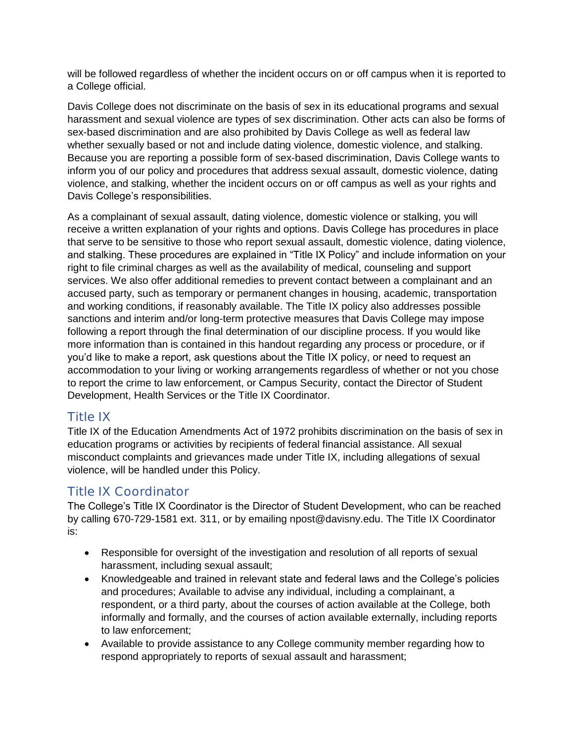will be followed regardless of whether the incident occurs on or off campus when it is reported to a College official.

Davis College does not discriminate on the basis of sex in its educational programs and sexual harassment and sexual violence are types of sex discrimination. Other acts can also be forms of sex-based discrimination and are also prohibited by Davis College as well as federal law whether sexually based or not and include dating violence, domestic violence, and stalking. Because you are reporting a possible form of sex-based discrimination, Davis College wants to inform you of our policy and procedures that address sexual assault, domestic violence, dating violence, and stalking, whether the incident occurs on or off campus as well as your rights and Davis College's responsibilities.

As a complainant of sexual assault, dating violence, domestic violence or stalking, you will receive a written explanation of your rights and options. Davis College has procedures in place that serve to be sensitive to those who report sexual assault, domestic violence, dating violence, and stalking. These procedures are explained in "Title IX Policy" and include information on your right to file criminal charges as well as the availability of medical, counseling and support services. We also offer additional remedies to prevent contact between a complainant and an accused party, such as temporary or permanent changes in housing, academic, transportation and working conditions, if reasonably available. The Title IX policy also addresses possible sanctions and interim and/or long-term protective measures that Davis College may impose following a report through the final determination of our discipline process. If you would like more information than is contained in this handout regarding any process or procedure, or if you'd like to make a report, ask questions about the Title IX policy, or need to request an accommodation to your living or working arrangements regardless of whether or not you chose to report the crime to law enforcement, or Campus Security, contact the Director of Student Development, Health Services or the Title IX Coordinator.

## Title IX

Title IX of the Education Amendments Act of 1972 prohibits discrimination on the basis of sex in education programs or activities by recipients of federal financial assistance. All sexual misconduct complaints and grievances made under Title IX, including allegations of sexual violence, will be handled under this Policy.

## Title IX Coordinator

The College's Title IX Coordinator is the Director of Student Development, who can be reached by calling 670-729-1581 ext. 311, or by emailing npost@davisny.edu. The Title IX Coordinator is:

- Responsible for oversight of the investigation and resolution of all reports of sexual harassment, including sexual assault;
- Knowledgeable and trained in relevant state and federal laws and the College's policies and procedures; Available to advise any individual, including a complainant, a respondent, or a third party, about the courses of action available at the College, both informally and formally, and the courses of action available externally, including reports to law enforcement;
- Available to provide assistance to any College community member regarding how to respond appropriately to reports of sexual assault and harassment;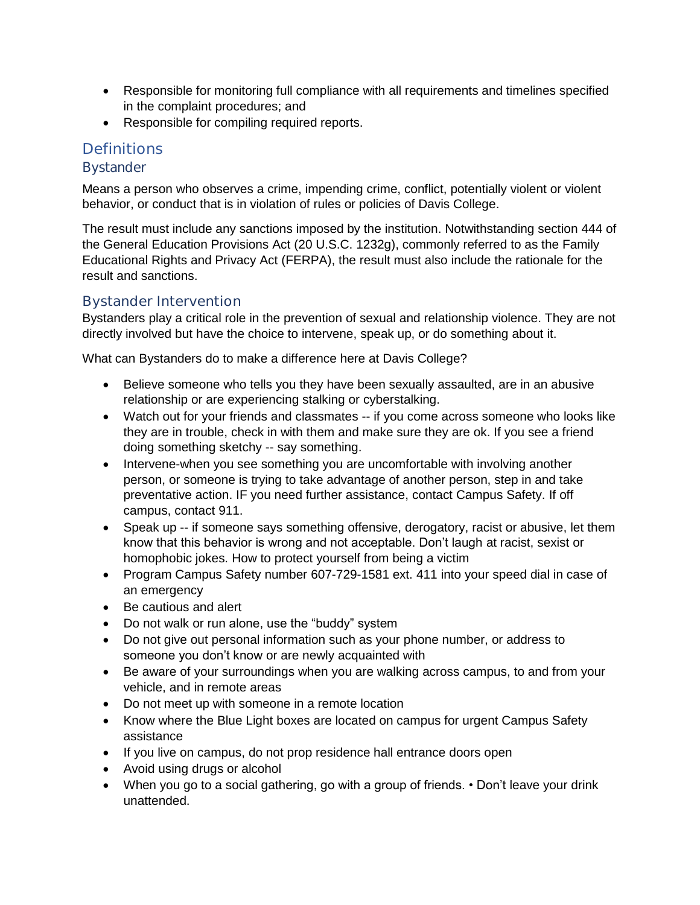- Responsible for monitoring full compliance with all requirements and timelines specified in the complaint procedures; and
- Responsible for compiling required reports.

## Definitions

### Bystander

Means a person who observes a crime, impending crime, conflict, potentially violent or violent behavior, or conduct that is in violation of rules or policies of Davis College.

The result must include any sanctions imposed by the institution. Notwithstanding section 444 of the General Education Provisions Act (20 U.S.C. 1232g), commonly referred to as the Family Educational Rights and Privacy Act (FERPA), the result must also include the rationale for the result and sanctions.

### Bystander Intervention

Bystanders play a critical role in the prevention of sexual and relationship violence. They are not directly involved but have the choice to intervene, speak up, or do something about it.

What can Bystanders do to make a difference here at Davis College?

- Believe someone who tells you they have been sexually assaulted, are in an abusive relationship or are experiencing stalking or cyberstalking.
- Watch out for your friends and classmates -- if you come across someone who looks like they are in trouble, check in with them and make sure they are ok. If you see a friend doing something sketchy -- say something.
- Intervene-when you see something you are uncomfortable with involving another person, or someone is trying to take advantage of another person, step in and take preventative action. IF you need further assistance, contact Campus Safety. If off campus, contact 911.
- Speak up -- if someone says something offensive, derogatory, racist or abusive, let them know that this behavior is wrong and not acceptable. Don't laugh at racist, sexist or homophobic jokes. How to protect yourself from being a victim
- Program Campus Safety number 607-729-1581 ext. 411 into your speed dial in case of an emergency
- Be cautious and alert
- Do not walk or run alone, use the "buddy" system
- Do not give out personal information such as your phone number, or address to someone you don't know or are newly acquainted with
- Be aware of your surroundings when you are walking across campus, to and from your vehicle, and in remote areas
- Do not meet up with someone in a remote location
- Know where the Blue Light boxes are located on campus for urgent Campus Safety assistance
- If you live on campus, do not prop residence hall entrance doors open
- Avoid using drugs or alcohol
- When you go to a social gathering, go with a group of friends. • Don't leave your drink unattended.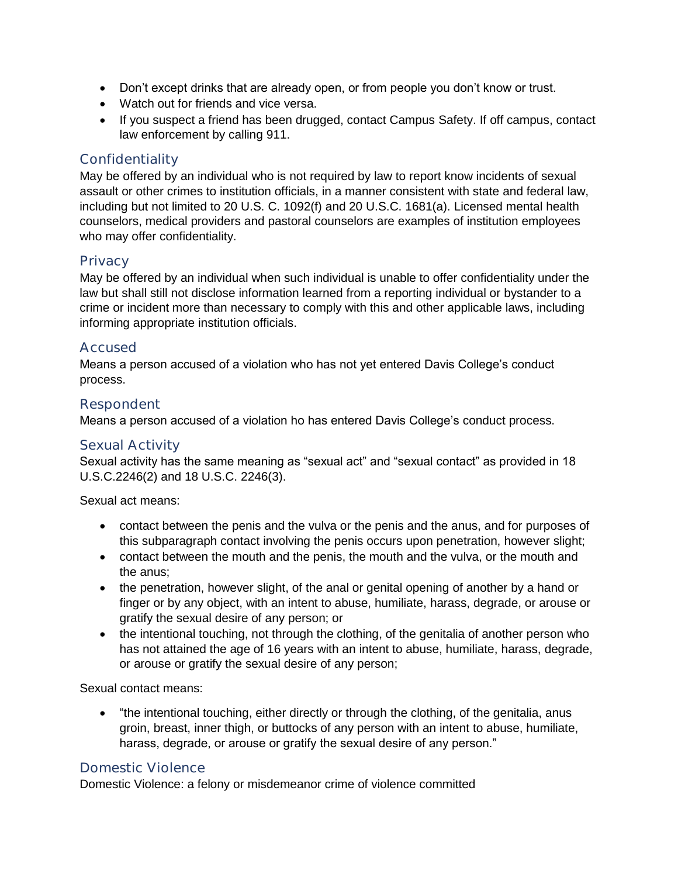- Don't except drinks that are already open, or from people you don't know or trust.
- Watch out for friends and vice versa.
- If you suspect a friend has been drugged, contact Campus Safety. If off campus, contact law enforcement by calling 911.

## Confidentiality

May be offered by an individual who is not required by law to report know incidents of sexual assault or other crimes to institution officials, in a manner consistent with state and federal law, including but not limited to 20 U.S. C. 1092(f) and 20 U.S.C. 1681(a). Licensed mental health counselors, medical providers and pastoral counselors are examples of institution employees who may offer confidentiality.

## Privacy

May be offered by an individual when such individual is unable to offer confidentiality under the law but shall still not disclose information learned from a reporting individual or bystander to a crime or incident more than necessary to comply with this and other applicable laws, including informing appropriate institution officials.

## Accused

Means a person accused of a violation who has not yet entered Davis College's conduct process.

## Respondent

Means a person accused of a violation ho has entered Davis College's conduct process.

## Sexual Activity

Sexual activity has the same meaning as "sexual act" and "sexual contact" as provided in 18 U.S.C.2246(2) and 18 U.S.C. 2246(3).

Sexual act means:

- contact between the penis and the vulva or the penis and the anus, and for purposes of this subparagraph contact involving the penis occurs upon penetration, however slight;
- contact between the mouth and the penis, the mouth and the vulva, or the mouth and the anus;
- the penetration, however slight, of the anal or genital opening of another by a hand or finger or by any object, with an intent to abuse, humiliate, harass, degrade, or arouse or gratify the sexual desire of any person; or
- the intentional touching, not through the clothing, of the genitalia of another person who has not attained the age of 16 years with an intent to abuse, humiliate, harass, degrade, or arouse or gratify the sexual desire of any person;

Sexual contact means:

- "the intentional touching, either directly or through the clothing, of the genitalia, anus groin, breast, inner thigh, or buttocks of any person with an intent to abuse, humiliate, harass, degrade, or arouse or gratify the sexual desire of any person."

## Domestic Violence

Domestic Violence: a felony or misdemeanor crime of violence committed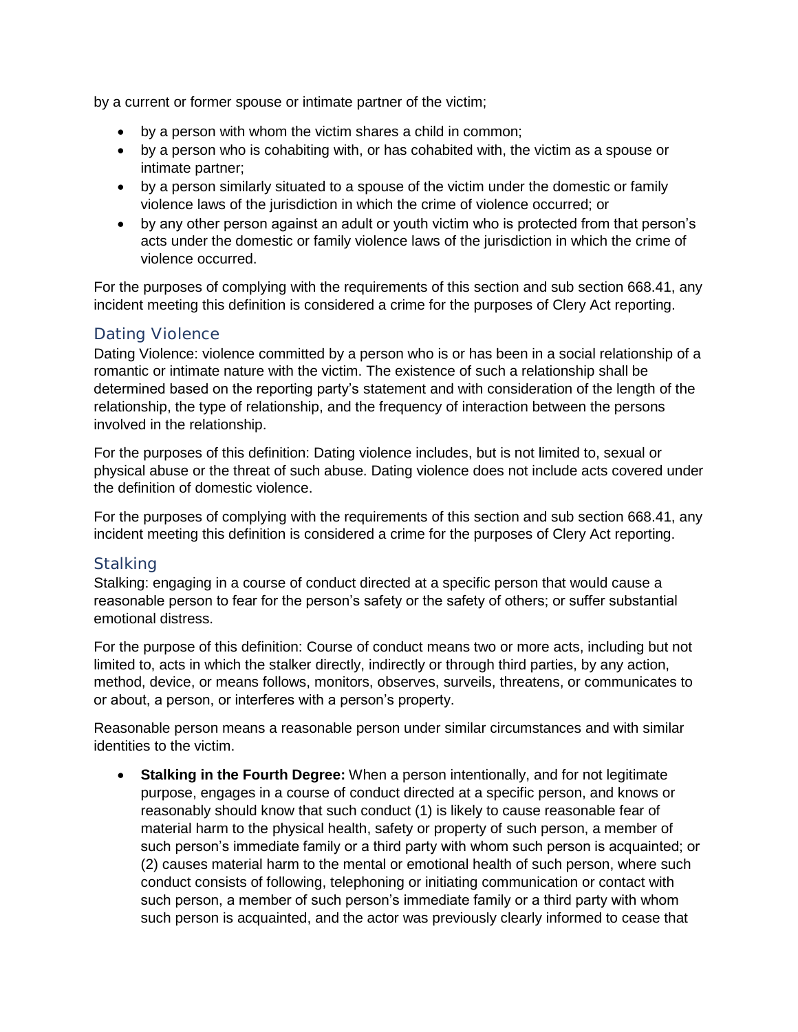by a current or former spouse or intimate partner of the victim;

- by a person with whom the victim shares a child in common;
- by a person who is cohabiting with, or has cohabited with, the victim as a spouse or intimate partner;
- by a person similarly situated to a spouse of the victim under the domestic or family violence laws of the jurisdiction in which the crime of violence occurred; or
- by any other person against an adult or youth victim who is protected from that person's acts under the domestic or family violence laws of the jurisdiction in which the crime of violence occurred.

For the purposes of complying with the requirements of this section and sub section 668.41, any incident meeting this definition is considered a crime for the purposes of Clery Act reporting.

## Dating Violence

Dating Violence: violence committed by a person who is or has been in a social relationship of a romantic or intimate nature with the victim. The existence of such a relationship shall be determined based on the reporting party's statement and with consideration of the length of the relationship, the type of relationship, and the frequency of interaction between the persons involved in the relationship.

For the purposes of this definition: Dating violence includes, but is not limited to, sexual or physical abuse or the threat of such abuse. Dating violence does not include acts covered under the definition of domestic violence.

For the purposes of complying with the requirements of this section and sub section 668.41, any incident meeting this definition is considered a crime for the purposes of Clery Act reporting.

## Stalking

Stalking: engaging in a course of conduct directed at a specific person that would cause a reasonable person to fear for the person's safety or the safety of others; or suffer substantial emotional distress.

For the purpose of this definition: Course of conduct means two or more acts, including but not limited to, acts in which the stalker directly, indirectly or through third parties, by any action, method, device, or means follows, monitors, observes, surveils, threatens, or communicates to or about, a person, or interferes with a person's property.

Reasonable person means a reasonable person under similar circumstances and with similar identities to the victim.

- **Stalking in the Fourth Degree:** When a person intentionally, and for not legitimate purpose, engages in a course of conduct directed at a specific person, and knows or reasonably should know that such conduct (1) is likely to cause reasonable fear of material harm to the physical health, safety or property of such person, a member of such person's immediate family or a third party with whom such person is acquainted; or (2) causes material harm to the mental or emotional health of such person, where such conduct consists of following, telephoning or initiating communication or contact with such person, a member of such person's immediate family or a third party with whom such person is acquainted, and the actor was previously clearly informed to cease that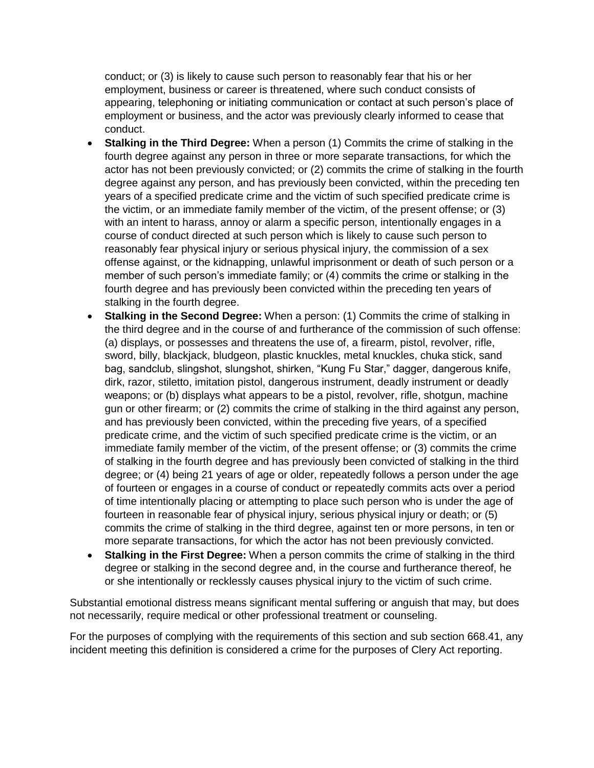conduct; or (3) is likely to cause such person to reasonably fear that his or her employment, business or career is threatened, where such conduct consists of appearing, telephoning or initiating communication or contact at such person's place of employment or business, and the actor was previously clearly informed to cease that conduct.

- **Stalking in the Third Degree:** When a person (1) Commits the crime of stalking in the fourth degree against any person in three or more separate transactions, for which the actor has not been previously convicted; or (2) commits the crime of stalking in the fourth degree against any person, and has previously been convicted, within the preceding ten years of a specified predicate crime and the victim of such specified predicate crime is the victim, or an immediate family member of the victim, of the present offense; or (3) with an intent to harass, annoy or alarm a specific person, intentionally engages in a course of conduct directed at such person which is likely to cause such person to reasonably fear physical injury or serious physical injury, the commission of a sex offense against, or the kidnapping, unlawful imprisonment or death of such person or a member of such person's immediate family; or (4) commits the crime or stalking in the fourth degree and has previously been convicted within the preceding ten years of stalking in the fourth degree.
- **Stalking in the Second Degree:** When a person: (1) Commits the crime of stalking in the third degree and in the course of and furtherance of the commission of such offense: (a) displays, or possesses and threatens the use of, a firearm, pistol, revolver, rifle, sword, billy, blackjack, bludgeon, plastic knuckles, metal knuckles, chuka stick, sand bag, sandclub, slingshot, slungshot, shirken, "Kung Fu Star," dagger, dangerous knife, dirk, razor, stiletto, imitation pistol, dangerous instrument, deadly instrument or deadly weapons; or (b) displays what appears to be a pistol, revolver, rifle, shotgun, machine gun or other firearm; or (2) commits the crime of stalking in the third against any person, and has previously been convicted, within the preceding five years, of a specified predicate crime, and the victim of such specified predicate crime is the victim, or an immediate family member of the victim, of the present offense; or (3) commits the crime of stalking in the fourth degree and has previously been convicted of stalking in the third degree; or (4) being 21 years of age or older, repeatedly follows a person under the age of fourteen or engages in a course of conduct or repeatedly commits acts over a period of time intentionally placing or attempting to place such person who is under the age of fourteen in reasonable fear of physical injury, serious physical injury or death; or (5) commits the crime of stalking in the third degree, against ten or more persons, in ten or more separate transactions, for which the actor has not been previously convicted.
- **Stalking in the First Degree:** When a person commits the crime of stalking in the third degree or stalking in the second degree and, in the course and furtherance thereof, he or she intentionally or recklessly causes physical injury to the victim of such crime.

Substantial emotional distress means significant mental suffering or anguish that may, but does not necessarily, require medical or other professional treatment or counseling.

For the purposes of complying with the requirements of this section and sub section 668.41, any incident meeting this definition is considered a crime for the purposes of Clery Act reporting.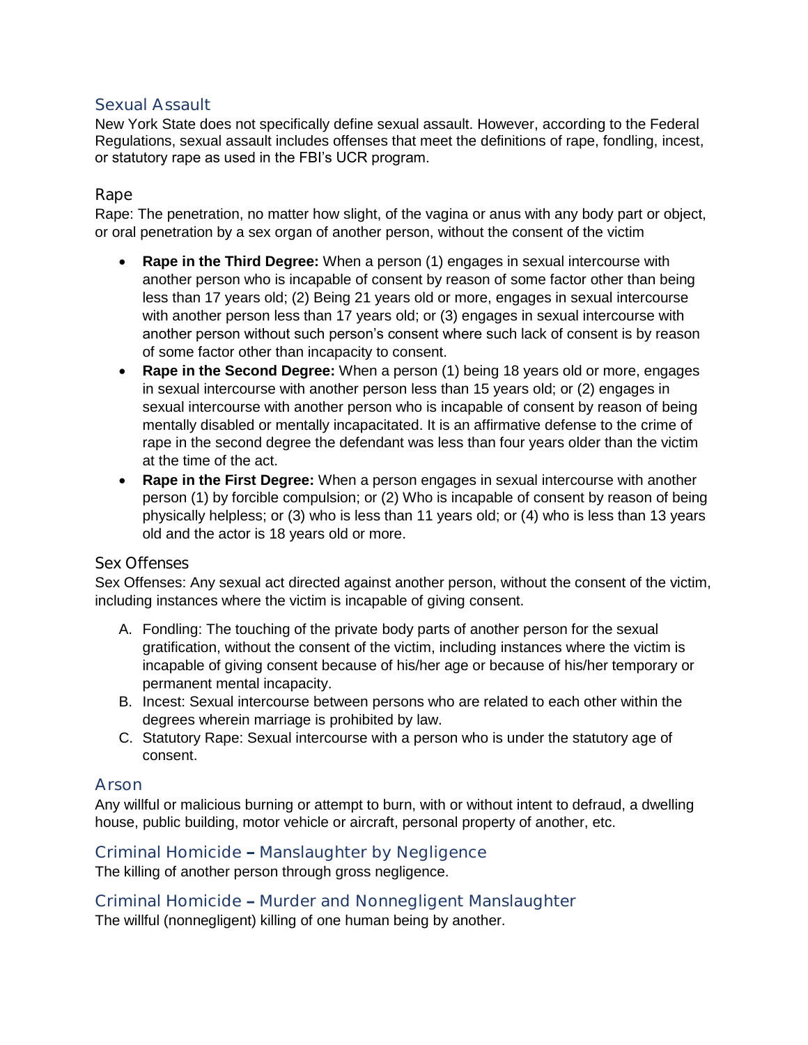## Sexual Assault

New York State does not specifically define sexual assault. However, according to the Federal Regulations, sexual assault includes offenses that meet the definitions of rape, fondling, incest, or statutory rape as used in the FBI's UCR program.

### Rape

Rape: The penetration, no matter how slight, of the vagina or anus with any body part or object, or oral penetration by a sex organ of another person, without the consent of the victim

- **Rape in the Third Degree:** When a person (1) engages in sexual intercourse with another person who is incapable of consent by reason of some factor other than being less than 17 years old; (2) Being 21 years old or more, engages in sexual intercourse with another person less than 17 years old; or (3) engages in sexual intercourse with another person without such person's consent where such lack of consent is by reason of some factor other than incapacity to consent.
- **Rape in the Second Degree:** When a person (1) being 18 years old or more, engages in sexual intercourse with another person less than 15 years old; or (2) engages in sexual intercourse with another person who is incapable of consent by reason of being mentally disabled or mentally incapacitated. It is an affirmative defense to the crime of rape in the second degree the defendant was less than four years older than the victim at the time of the act.
- **Rape in the First Degree:** When a person engages in sexual intercourse with another person (1) by forcible compulsion; or (2) Who is incapable of consent by reason of being physically helpless; or (3) who is less than 11 years old; or (4) who is less than 13 years old and the actor is 18 years old or more.

### Sex Offenses

Sex Offenses: Any sexual act directed against another person, without the consent of the victim, including instances where the victim is incapable of giving consent.

A. Fondling: The touching of the private body parts of another person for the sexual gratification, without the consent of the victim, including instances where the victim is incapable of giving consent because of his/her age or because of his/her temporary or permanent mental incapacity.
B. Incest: Sexual intercourse between persons who are related to each other within the degrees wherein marriage is prohibited by law.
C. Statutory Rape: Sexual intercourse with a person who is under the statutory age of consent.

## Arson

Any willful or malicious burning or attempt to burn, with or without intent to defraud, a dwelling house, public building, motor vehicle or aircraft, personal property of another, etc.

## Criminal Homicide – Manslaughter by Negligence

The killing of another person through gross negligence.

## Criminal Homicide – Murder and Nonnegligent Manslaughter

The willful (nonnegligent) killing of one human being by another.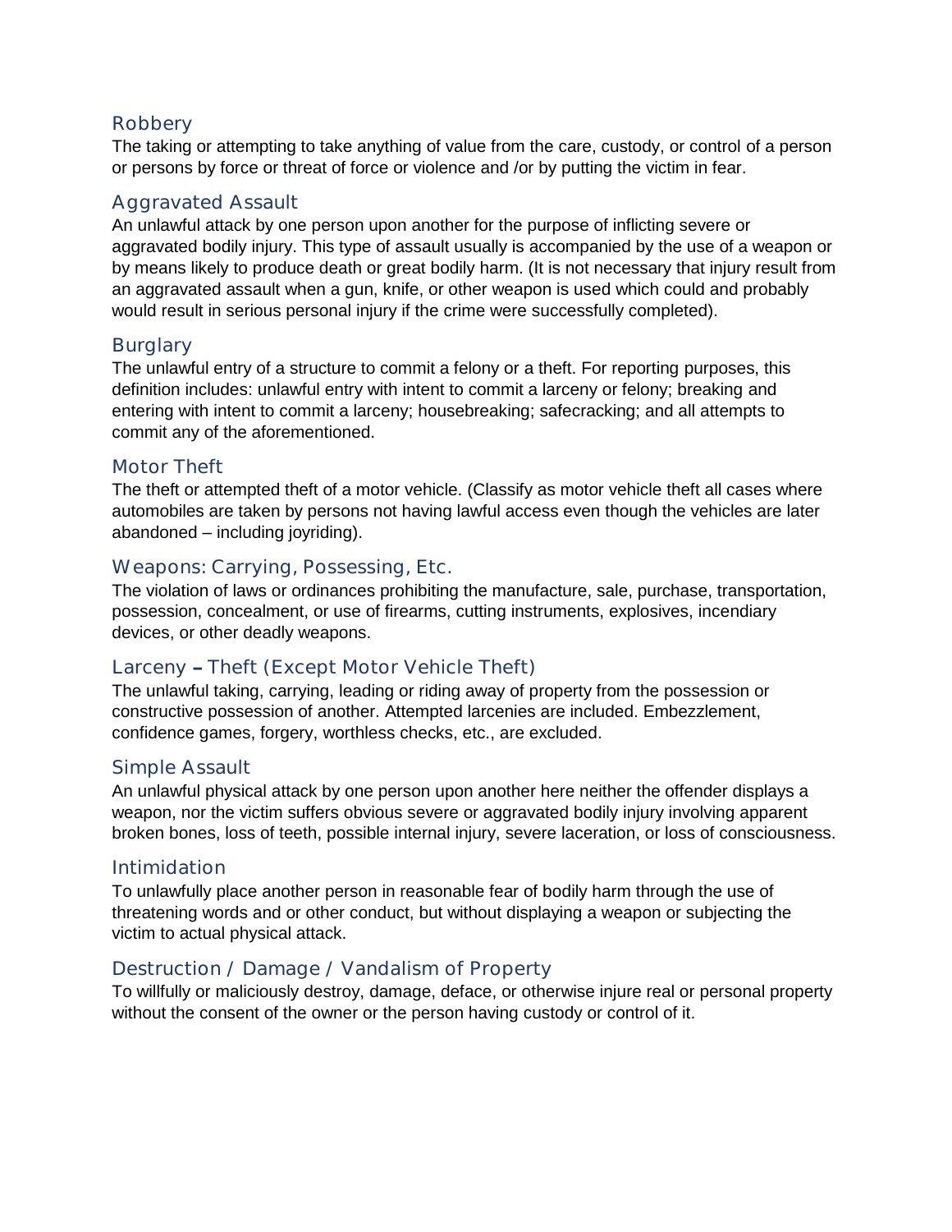## Robbery

The taking or attempting to take anything of value from the care, custody, or control of a person or persons by force or threat of force or violence and /or by putting the victim in fear.

## Aggravated Assault

An unlawful attack by one person upon another for the purpose of inflicting severe or aggravated bodily injury. This type of assault usually is accompanied by the use of a weapon or by means likely to produce death or great bodily harm. (It is not necessary that injury result from an aggravated assault when a gun, knife, or other weapon is used which could and probably would result in serious personal injury if the crime were successfully completed).

## Burglary

The unlawful entry of a structure to commit a felony or a theft. For reporting purposes, this definition includes: unlawful entry with intent to commit a larceny or felony; breaking and entering with intent to commit a larceny; housebreaking; safecracking; and all attempts to commit any of the aforementioned.

## Motor Theft

The theft or attempted theft of a motor vehicle. (Classify as motor vehicle theft all cases where automobiles are taken by persons not having lawful access even though the vehicles are later abandoned – including joyriding).

## Weapons: Carrying, Possessing, Etc.

The violation of laws or ordinances prohibiting the manufacture, sale, purchase, transportation, possession, concealment, or use of firearms, cutting instruments, explosives, incendiary devices, or other deadly weapons.

## Larceny – Theft (Except Motor Vehicle Theft)

The unlawful taking, carrying, leading or riding away of property from the possession or constructive possession of another. Attempted larcenies are included. Embezzlement, confidence games, forgery, worthless checks, etc., are excluded.

## Simple Assault

An unlawful physical attack by one person upon another here neither the offender displays a weapon, nor the victim suffers obvious severe or aggravated bodily injury involving apparent broken bones, loss of teeth, possible internal injury, severe laceration, or loss of consciousness.

## Intimidation

To unlawfully place another person in reasonable fear of bodily harm through the use of threatening words and or other conduct, but without displaying a weapon or subjecting the victim to actual physical attack.

## Destruction / Damage / Vandalism of Property

To willfully or maliciously destroy, damage, deface, or otherwise injure real or personal property without the consent of the owner or the person having custody or control of it.